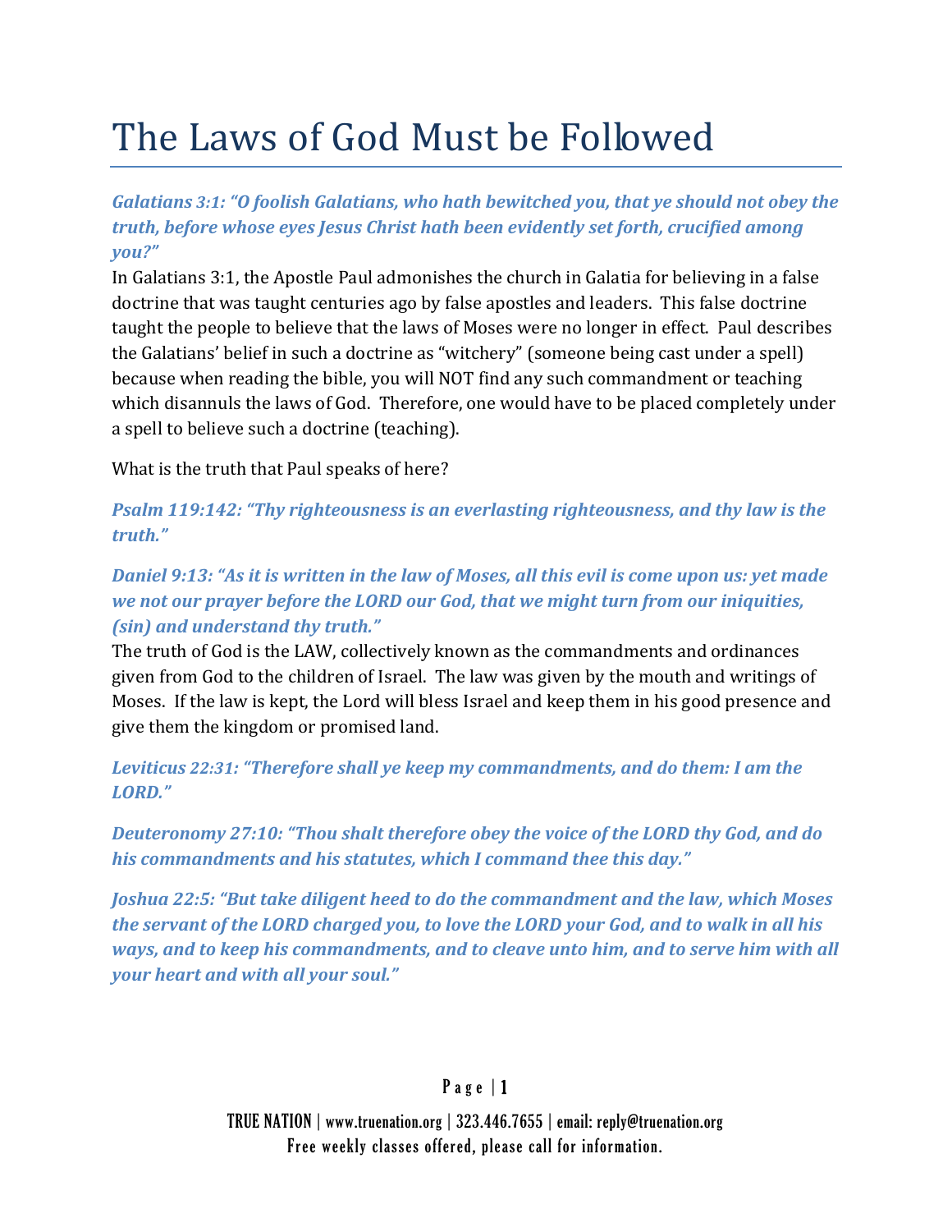# The Laws of God Must be Followed

***Galatians 3:1: "O foolish Galatians, who hath bewitched you, that ye should not obey the truth, before whose eyes Jesus Christ hath been evidently set forth, crucified among you?"***

In Galatians 3:1, the Apostle Paul admonishes the church in Galatia for believing in a false doctrine that was taught centuries ago by false apostles and leaders. This false doctrine taught the people to believe that the laws of Moses were no longer in effect. Paul describes the Galatians' belief in such a doctrine as "witchery" (someone being cast under a spell) because when reading the bible, you will NOT find any such commandment or teaching which disannuls the laws of God. Therefore, one would have to be placed completely under a spell to believe such a doctrine (teaching).

What is the truth that Paul speaks of here?

***Psalm 119:142: "Thy righteousness is an everlasting righteousness, and thy law is the truth."***

***Daniel 9:13: "As it is written in the law of Moses, all this evil is come upon us: yet made we not our prayer before the LORD our God, that we might turn from our iniquities, (sin) and understand thy truth."***

The truth of God is the LAW, collectively known as the commandments and ordinances given from God to the children of Israel. The law was given by the mouth and writings of Moses. If the law is kept, the Lord will bless Israel and keep them in his good presence and give them the kingdom or promised land.

***Leviticus 22:31: "Therefore shall ye keep my commandments, and do them: I am the LORD."***

***Deuteronomy 27:10: "Thou shalt therefore obey the voice of the LORD thy God, and do his commandments and his statutes, which I command thee this day."***

***Joshua 22:5: "But take diligent heed to do the commandment and the law, which Moses the servant of the LORD charged you, to love the LORD your God, and to walk in all his ways, and to keep his commandments, and to cleave unto him, and to serve him with all your heart and with all your soul."***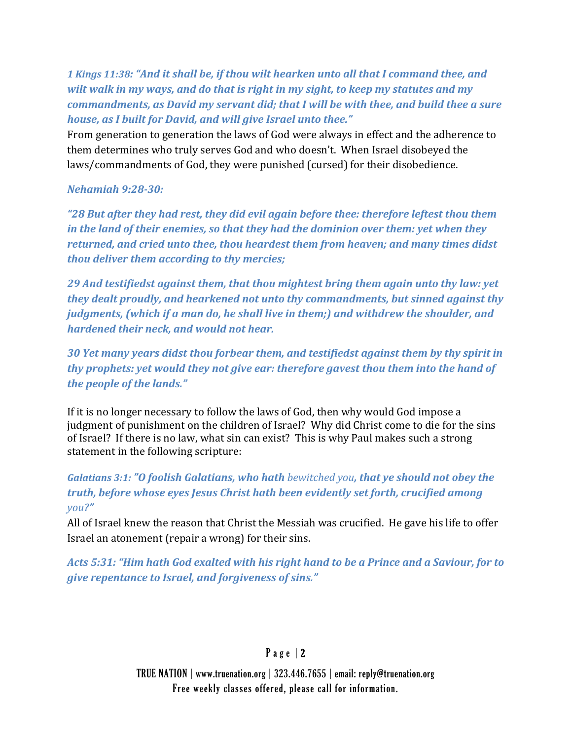***1 Kings 11:38: "And it shall be, if thou wilt hearken unto all that I command thee, and wilt walk in my ways, and do that is right in my sight, to keep my statutes and my commandments, as David my servant did; that I will be with thee, and build thee a sure house, as I built for David, and will give Israel unto thee."***

From generation to generation the laws of God were always in effect and the adherence to them determines who truly serves God and who doesn't. When Israel disobeyed the laws/commandments of God, they were punished (cursed) for their disobedience.

***Nehemiah 9:28-30:***

***"28 But after they had rest, they did evil again before thee: therefore leftest thou them in the land of their enemies, so that they had the dominion over them: yet when they returned, and cried unto thee, thou heardest them from heaven; and many times didst thou deliver them according to thy mercies;***

***29 And testifiedst against them, that thou mightest bring them again unto thy law: yet they dealt proudly, and hearkened not unto thy commandments, but sinned against thy judgments, (which if a man do, he shall live in them;) and withdrew the shoulder, and hardened their neck, and would not hear.***

***30 Yet many years didst thou forbear them, and testifiedst against them by thy spirit in thy prophets: yet would they not give ear: therefore gavest thou them into the hand of the people of the lands."***

If it is no longer necessary to follow the laws of God, then why would God impose a judgment of punishment on the children of Israel? Why did Christ come to die for the sins of Israel? If there is no law, what sin can exist? This is why Paul makes such a strong statement in the following scripture:

***Galatians 3:1: "O foolish Galatians, who hath*** *bewitched you**, that ye should not obey the truth, before whose eyes Jesus Christ hath been evidently set forth, crucified among*** *you?"*

All of Israel knew the reason that Christ the Messiah was crucified. He gave his life to offer Israel an atonement (repair a wrong) for their sins.

***Acts 5:31: "Him hath God exalted with his right hand to be a Prince and a Saviour, for to give repentance to Israel, and forgiveness of sins."***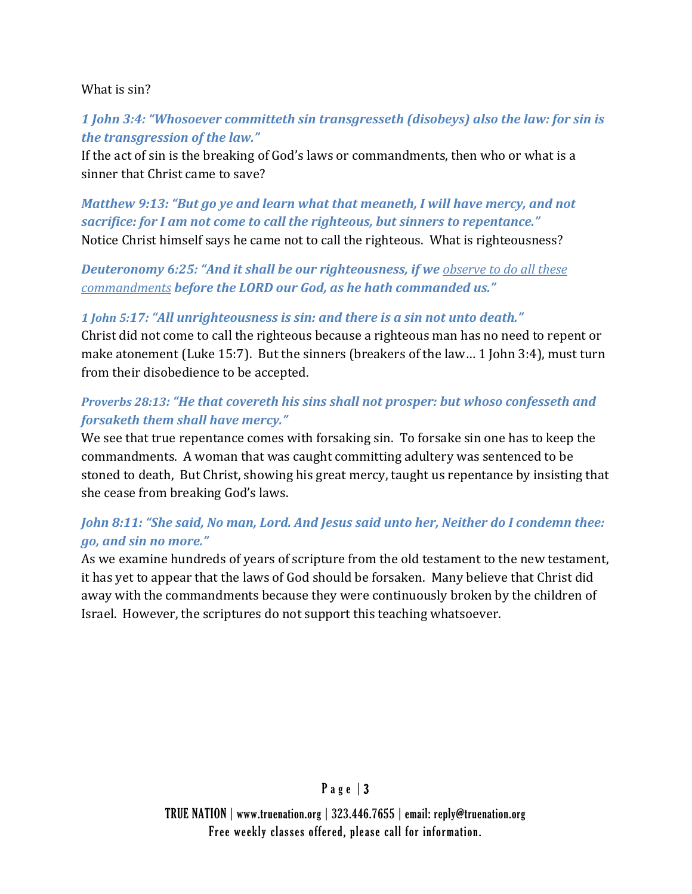What is sin?

***1 John 3:4: "Whosoever committeth sin transgresseth (disobeys) also the law: for sin is the transgression of the law."***

If the act of sin is the breaking of God's laws or commandments, then who or what is a sinner that Christ came to save?

***Matthew 9:13: "But go ye and learn what that meaneth, I will have mercy, and not sacrifice: for I am not come to call the righteous, but sinners to repentance."***

Notice Christ himself says he came not to call the righteous. What is righteousness?

***Deuteronomy 6:25: "And it shall be our righteousness, if we*** <u>*observe to do all these commandments*</u> ***before the LORD our God, as he hath commanded us."***

***1 John 5:17: "All unrighteousness is sin: and there is a sin not unto death."***

Christ did not come to call the righteous because a righteous man has no need to repent or make atonement (Luke 15:7). But the sinners (breakers of the law… 1 John 3:4), must turn from their disobedience to be accepted.

***Proverbs 28:13: "He that covereth his sins shall not prosper: but whoso confesseth and forsaketh them shall have mercy."***

We see that true repentance comes with forsaking sin. To forsake sin one has to keep the commandments. A woman that was caught committing adultery was sentenced to be stoned to death, But Christ, showing his great mercy, taught us repentance by insisting that she cease from breaking God's laws.

***John 8:11: "She said, No man, Lord. And Jesus said unto her, Neither do I condemn thee: go, and sin no more."***

As we examine hundreds of years of scripture from the old testament to the new testament, it has yet to appear that the laws of God should be forsaken. Many believe that Christ did away with the commandments because they were continuously broken by the children of Israel. However, the scriptures do not support this teaching whatsoever.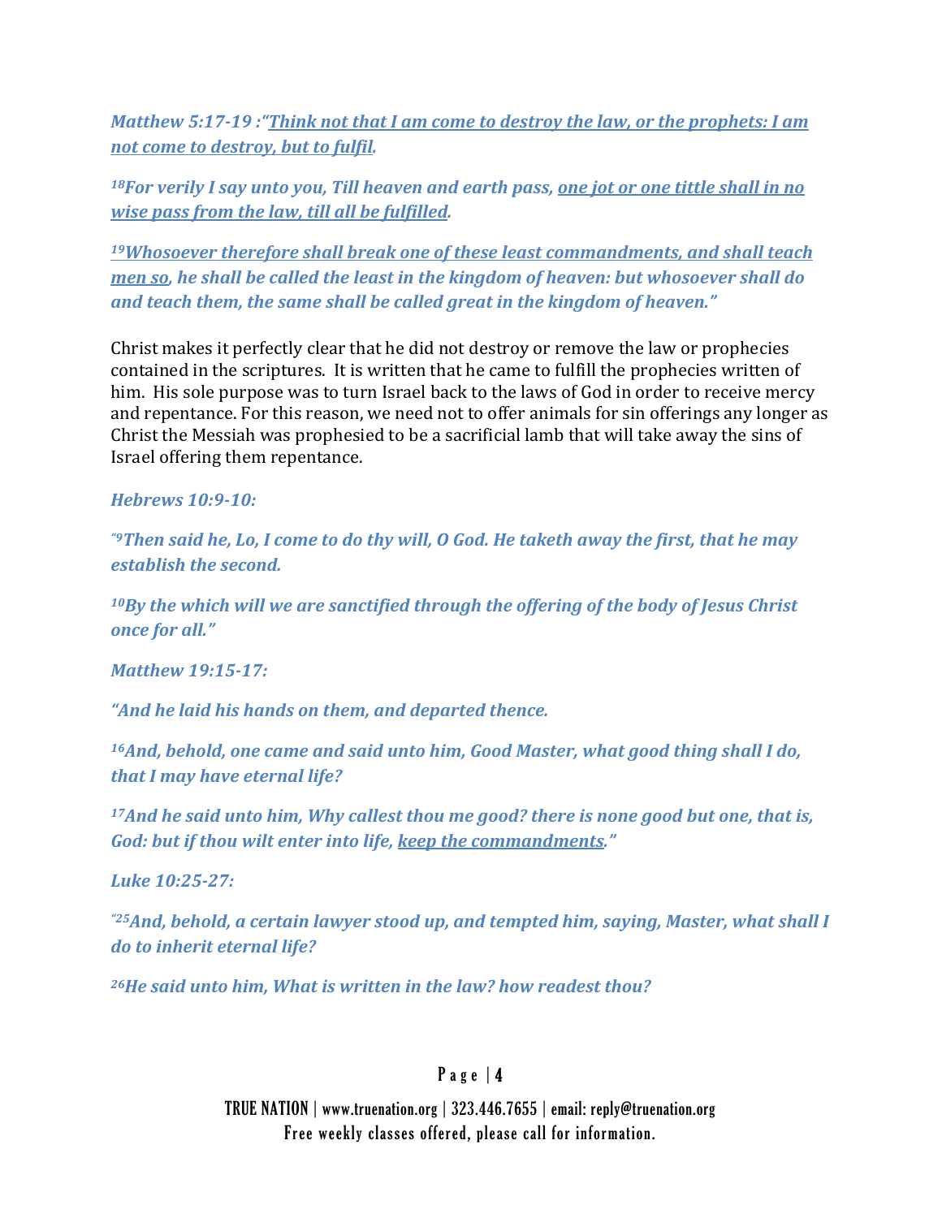*Matthew 5:17-19 :"<u>Think not that I am come to destroy the law, or the prophets: I am not come to destroy, but to fulfil</u>.*

*[18]For verily I say unto you, Till heaven and earth pass, <u>one jot or one tittle shall in no wise pass from the law, till all be fulfilled</u>.*

*[19]<u>Whosoever therefore shall break one of these least commandments, and shall teach men so</u>, he shall be called the least in the kingdom of heaven: but whosoever shall do and teach them, the same shall be called great in the kingdom of heaven."*

Christ makes it perfectly clear that he did not destroy or remove the law or prophecies contained in the scriptures. It is written that he came to fulfill the prophecies written of him. His sole purpose was to turn Israel back to the laws of God in order to receive mercy and repentance. For this reason, we need not to offer animals for sin offerings any longer as Christ the Messiah was prophesied to be a sacrificial lamb that will take away the sins of Israel offering them repentance.

***Hebrews 10:9-10:***

*"[9]Then said he, Lo, I come to do thy will, O God. He taketh away the first, that he may establish the second.*

*[10]By the which will we are sanctified through the offering of the body of Jesus Christ once for all."*

***Matthew 19:15-17:***

*"And he laid his hands on them, and departed thence.*

*[16]And, behold, one came and said unto him, Good Master, what good thing shall I do, that I may have eternal life?*

*[17]And he said unto him, Why callest thou me good? there is none good but one, that is, God: but if thou wilt enter into life, <u>keep the commandments</u>."*

***Luke 10:25-27:***

*"[25]And, behold, a certain lawyer stood up, and tempted him, saying, Master, what shall I do to inherit eternal life?*

*[26]He said unto him, What is written in the law? how readest thou?*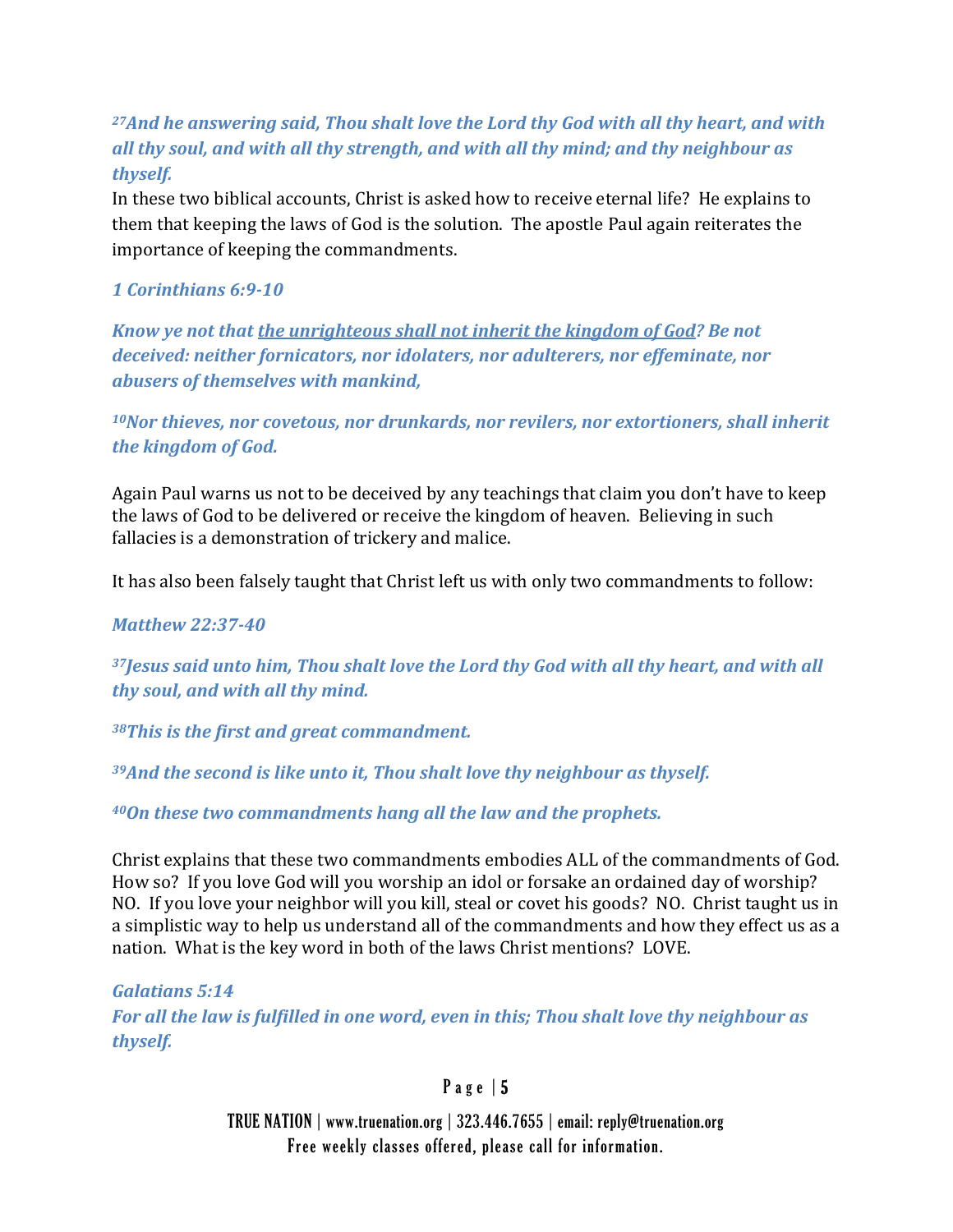*[27]And he answering said, Thou shalt love the Lord thy God with all thy heart, and with all thy soul, and with all thy strength, and with all thy mind; and thy neighbour as thyself.*

In these two biblical accounts, Christ is asked how to receive eternal life? He explains to them that keeping the laws of God is the solution. The apostle Paul again reiterates the importance of keeping the commandments.

*1 Corinthians 6:9-10*

*Know ye not that <u>the unrighteous shall not inherit the kingdom of God</u>? Be not deceived: neither fornicators, nor idolaters, nor adulterers, nor effeminate, nor abusers of themselves with mankind,*

*[10]Nor thieves, nor covetous, nor drunkards, nor revilers, nor extortioners, shall inherit the kingdom of God.*

Again Paul warns us not to be deceived by any teachings that claim you don't have to keep the laws of God to be delivered or receive the kingdom of heaven. Believing in such fallacies is a demonstration of trickery and malice.

It has also been falsely taught that Christ left us with only two commandments to follow:

*Matthew 22:37-40*

*[37]Jesus said unto him, Thou shalt love the Lord thy God with all thy heart, and with all thy soul, and with all thy mind.*

*[38]This is the first and great commandment.*

*[39]And the second is like unto it, Thou shalt love thy neighbour as thyself.*

*[40]On these two commandments hang all the law and the prophets.*

Christ explains that these two commandments embodies ALL of the commandments of God. How so? If you love God will you worship an idol or forsake an ordained day of worship? NO. If you love your neighbor will you kill, steal or covet his goods? NO. Christ taught us in a simplistic way to help us understand all of the commandments and how they effect us as a nation. What is the key word in both of the laws Christ mentions? LOVE.

*Galatians 5:14*
*For all the law is fulfilled in one word, even in this; Thou shalt love thy neighbour as thyself.*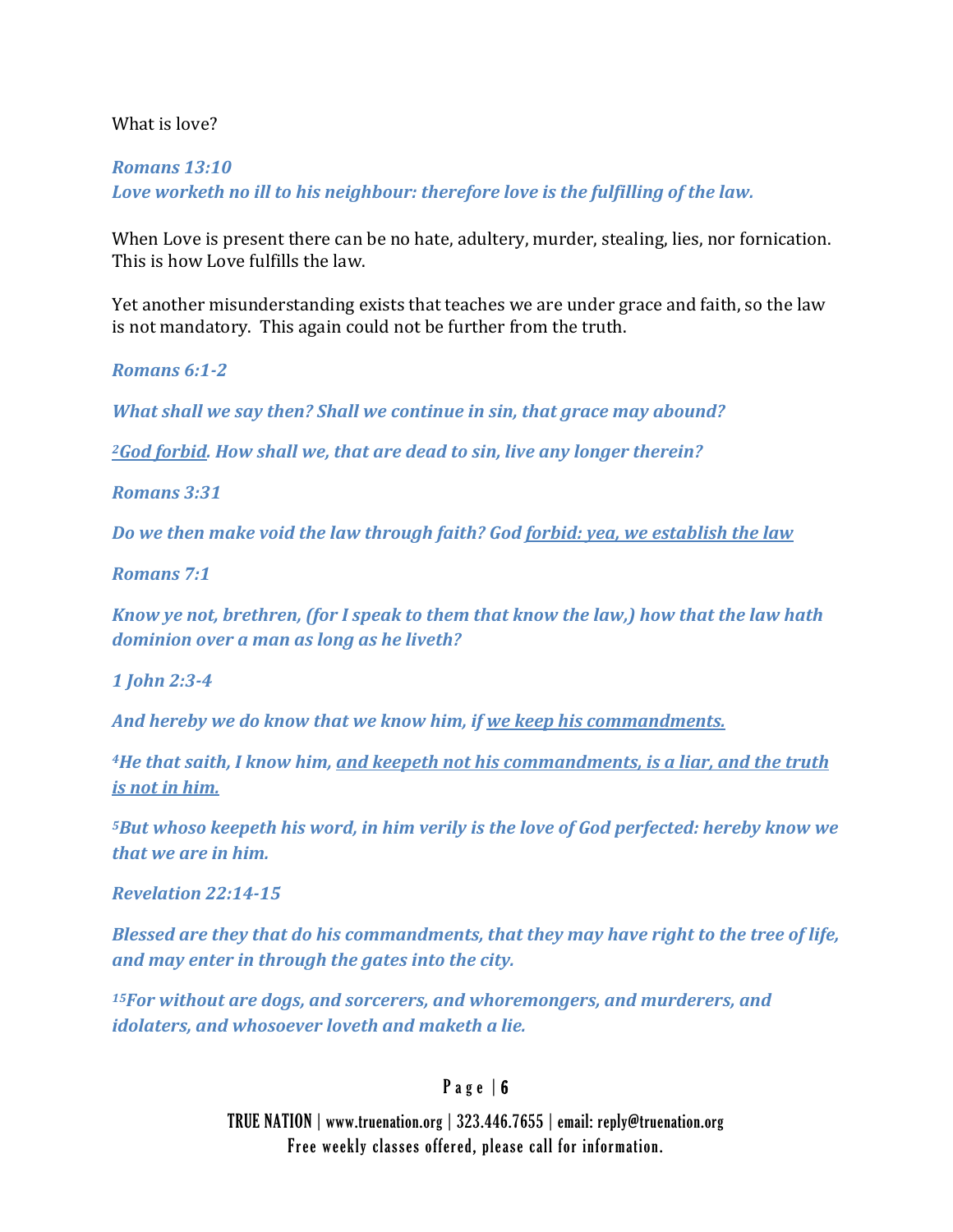What is love?

***Romans 13:10***
***Love worketh no ill to his neighbour: therefore love is the fulfilling of the law.***

When Love is present there can be no hate, adultery, murder, stealing, lies, nor fornication. This is how Love fulfills the law.

Yet another misunderstanding exists that teaches we are under grace and faith, so the law is not mandatory. This again could not be further from the truth.

***Romans 6:1-2***

***What shall we say then? Shall we continue in sin, that grace may abound?***

***[2]<u>God forbid</u>. How shall we, that are dead to sin, live any longer therein?***

***Romans 3:31***

***Do we then make void the law through faith? God <u>forbid: yea, we establish the law</u>***

***Romans 7:1***

***Know ye not, brethren, (for I speak to them that know the law,) how that the law hath dominion over a man as long as he liveth?***

***1 John 2:3-4***

***And hereby we do know that we know him, if <u>we keep his commandments.</u>***

***[4]He that saith, I know him, <u>and keepeth not his commandments, is a liar, and the truth is not in him.</u>***

***[5]But whoso keepeth his word, in him verily is the love of God perfected: hereby know we that we are in him.***

***Revelation 22:14-15***

***Blessed are they that do his commandments, that they may have right to the tree of life, and may enter in through the gates into the city.***

***[15]For without are dogs, and sorcerers, and whoremongers, and murderers, and idolaters, and whosoever loveth and maketh a lie.***

TRUE NATION | www.truenation.org | 323.446.7655 | email: reply@truenation.org
Free weekly classes offered, please call for information.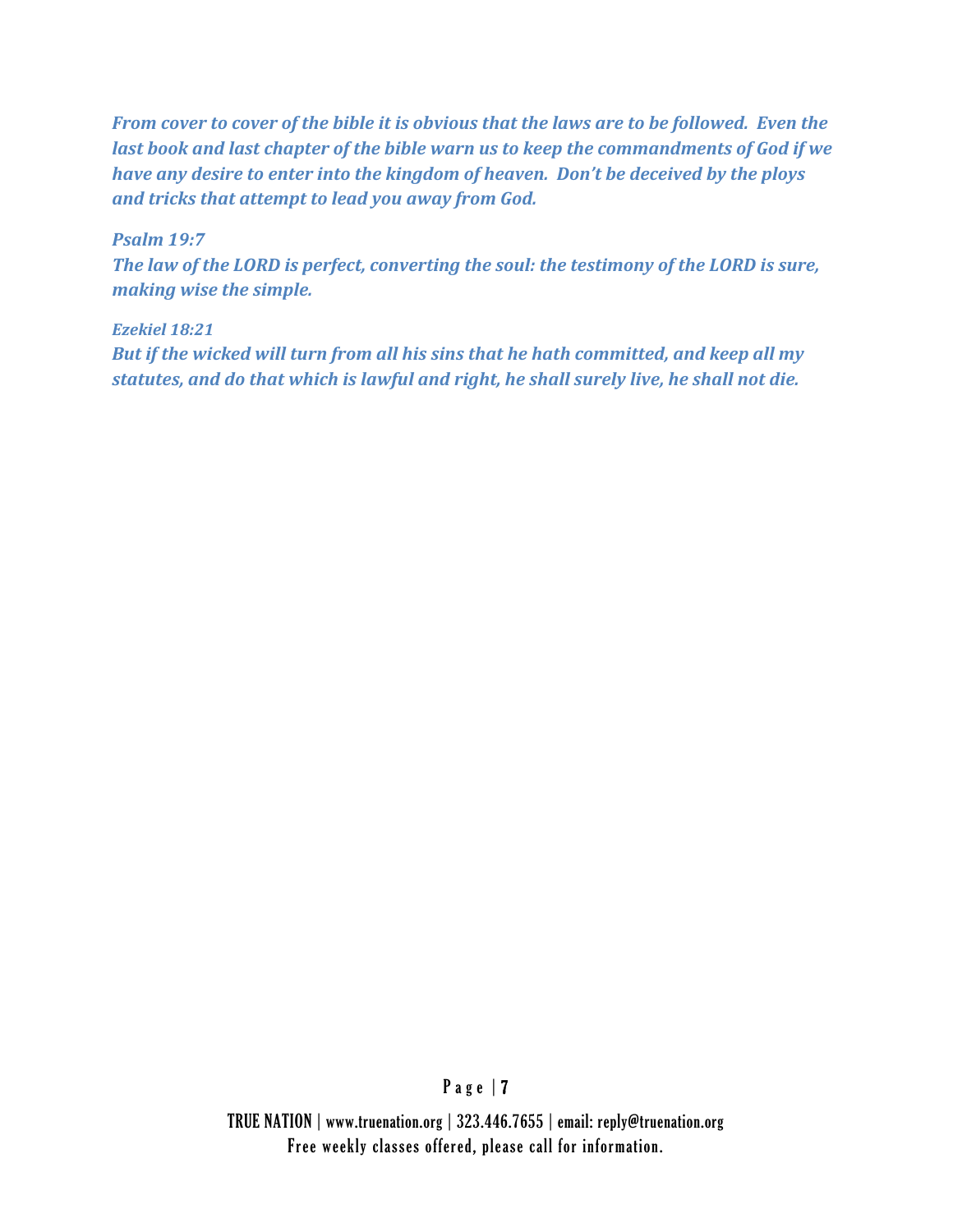***From cover to cover of the bible it is obvious that the laws are to be followed. Even the last book and last chapter of the bible warn us to keep the commandments of God if we have any desire to enter into the kingdom of heaven. Don't be deceived by the ploys and tricks that attempt to lead you away from God.***

***Psalm 19:7***
***The law of the LORD is perfect, converting the soul: the testimony of the LORD is sure, making wise the simple.***

***Ezekiel 18:21***
***But if the wicked will turn from all his sins that he hath committed, and keep all my statutes, and do that which is lawful and right, he shall surely live, he shall not die.***